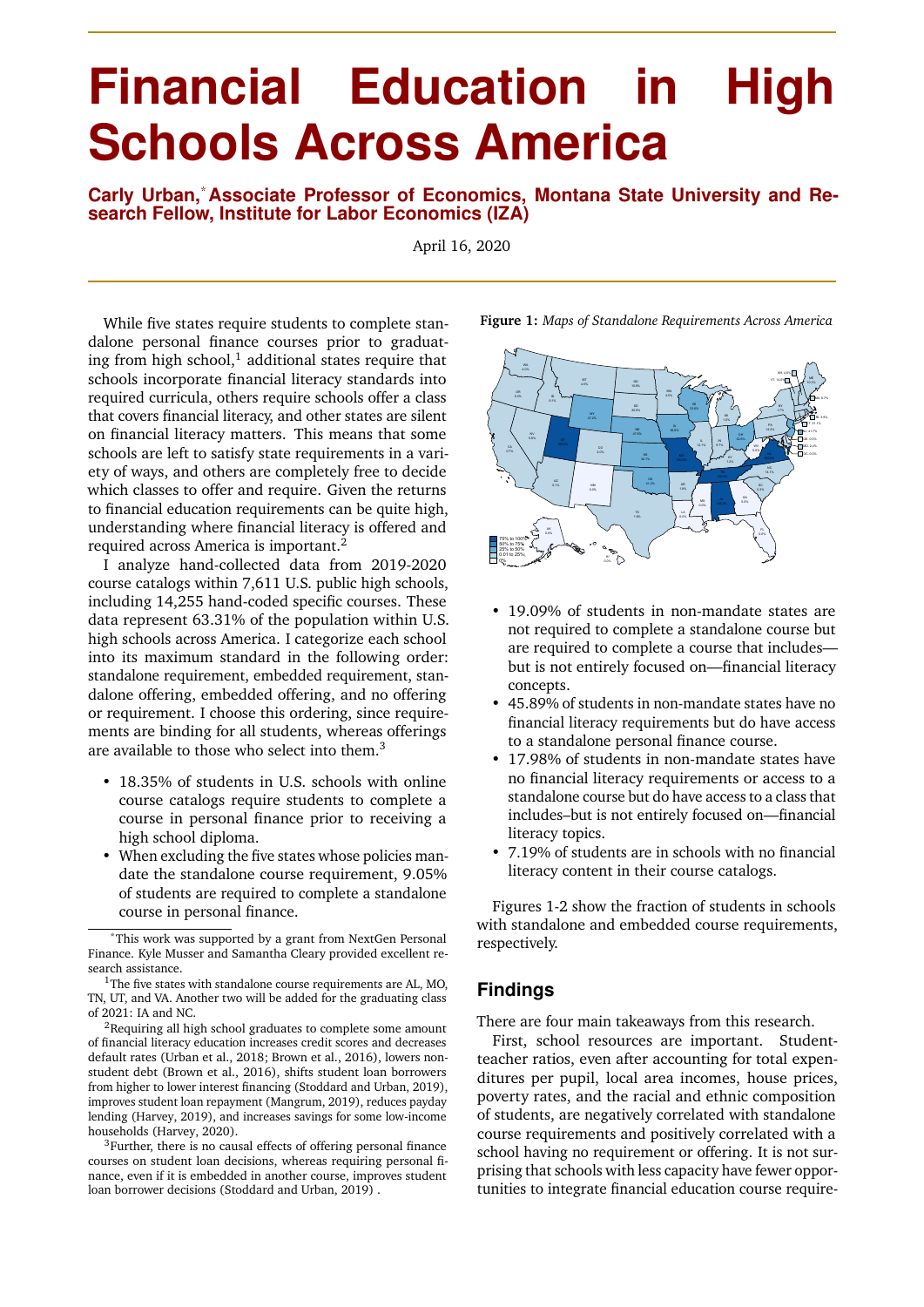# Financial Education in High Schools Across America

**Carly Urban,[*] Associate Professor of Economics, Montana State University and Research Fellow, Institute for Labor Economics (IZA)**

April 16, 2020

While five states require students to complete standalone personal finance courses prior to graduating from high school,[1] additional states require that schools incorporate financial literacy standards into required curricula, others require schools offer a class that covers financial literacy, and other states are silent on financial literacy matters. This means that some schools are left to satisfy state requirements in a variety of ways, and others are completely free to decide which classes to offer and require. Given the returns to financial education requirements can be quite high, understanding where financial literacy is offered and required across America is important.[2]

I analyze hand-collected data from 2019-2020 course catalogs within 7,611 U.S. public high schools, including 14,255 hand-coded specific courses. These data represent 63.31% of the population within U.S. high schools across America. I categorize each school into its maximum standard in the following order: standalone requirement, embedded requirement, standalone offering, embedded offering, and no offering or requirement. I choose this ordering, since requirements are binding for all students, whereas offerings are available to those who select into them.[3]

- 18.35% of students in U.S. schools with online course catalogs require students to complete a course in personal finance prior to receiving a high school diploma.
- When excluding the five states whose policies mandate the standalone course requirement, 9.05% of students are required to complete a standalone course in personal finance.
- 19.09% of students in non-mandate states are not required to complete a standalone course but are required to complete a course that includes—but is not entirely focused on—financial literacy concepts.
- 45.89% of students in non-mandate states have no financial literacy requirements but do have access to a standalone personal finance course.
- 17.98% of students in non-mandate states have no financial literacy requirements or access to a standalone course but do have access to a class that includes–but is not entirely focused on—financial literacy topics.
- 7.19% of students are in schools with no financial literacy content in their course catalogs.

**Figure 1:** *Maps of Standalone Requirements Across America*

Figures 1-2 show the fraction of students in schools with standalone and embedded course requirements, respectively.

## Findings

There are four main takeaways from this research.

First, school resources are important. Student-teacher ratios, even after accounting for total expenditures per pupil, local area incomes, house prices, poverty rates, and the racial and ethnic composition of students, are negatively correlated with standalone course requirements and positively correlated with a school having no requirement or offering. It is not surprising that schools with less capacity have fewer opportunities to integrate financial education course require-

---

[*] This work was supported by a grant from NextGen Personal Finance. Kyle Musser and Samantha Cleary provided excellent research assistance.

[1] The five states with standalone course requirements are AL, MO, TN, UT, and VA. Another two will be added for the graduating class of 2021: IA and NC.

[2] Requiring all high school graduates to complete some amount of financial literacy education increases credit scores and decreases default rates (Urban et al., 2018; Brown et al., 2016), lowers non-student debt (Brown et al., 2016), shifts student loan borrowers from higher to lower interest financing (Stoddard and Urban, 2019), improves student loan repayment (Mangrum, 2019), reduces payday lending (Harvey, 2019), and increases savings for some low-income households (Harvey, 2020).

[3] Further, there is no causal effects of offering personal finance courses on student loan decisions, whereas requiring personal finance, even if it is embedded in another course, improves student loan borrower decisions (Stoddard and Urban, 2019) .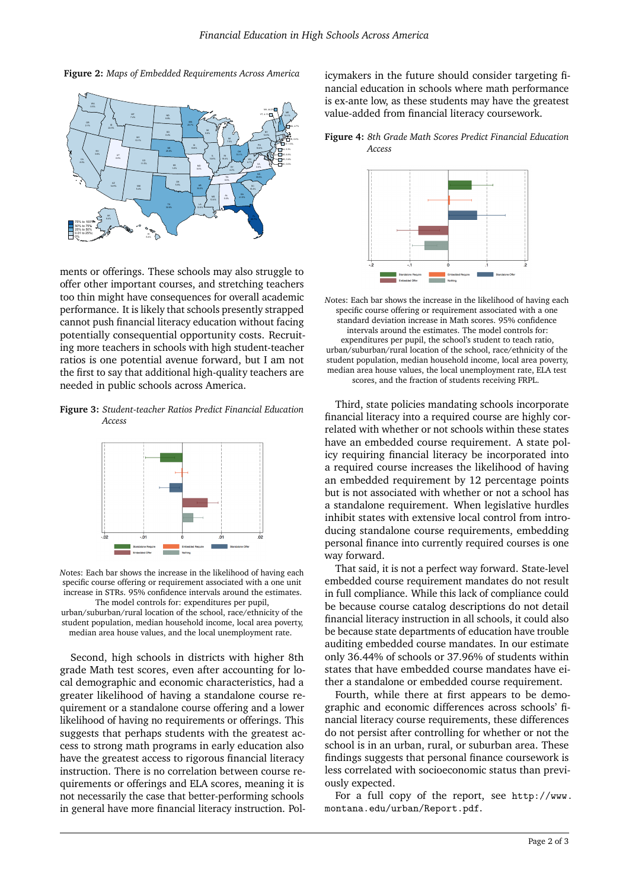**Figure 2:** *Maps of Embedded Requirements Across America*

ments or offerings. These schools may also struggle to offer other important courses, and stretching teachers too thin might have consequences for overall academic performance. It is likely that schools presently strapped cannot push financial literacy education without facing potentially consequential opportunity costs. Recruiting more teachers in schools with high student-teacher ratios is one potential avenue forward, but I am not the first to say that additional high-quality teachers are needed in public schools across America.

**Figure 3:** *Student-teacher Ratios Predict Financial Education Access*

*N*otes: Each bar shows the increase in the likelihood of having each specific course offering or requirement associated with a one unit increase in STRs. 95% confidence intervals around the estimates. The model controls for: expenditures per pupil, urban/suburban/rural location of the school, race/ethnicity of the student population, median household income, local area poverty, median area house values, and the local unemployment rate.

Second, high schools in districts with higher 8th grade Math test scores, even after accounting for local demographic and economic characteristics, had a greater likelihood of having a standalone course requirement or a standalone course offering and a lower likelihood of having no requirements or offerings. This suggests that perhaps students with the greatest access to strong math programs in early education also have the greatest access to rigorous financial literacy instruction. There is no correlation between course requirements or offerings and ELA scores, meaning it is not necessarily the case that better-performing schools in general have more financial literacy instruction. Policymakers in the future should consider targeting financial education in schools where math performance is ex-ante low, as these students may have the greatest value-added from financial literacy coursework.

**Figure 4:** *8th Grade Math Scores Predict Financial Education Access*

*N*otes: Each bar shows the increase in the likelihood of having each specific course offering or requirement associated with a one standard deviation increase in Math scores. 95% confidence intervals around the estimates. The model controls for: expenditures per pupil, the school's student to teach ratio, urban/suburban/rural location of the school, race/ethnicity of the student population, median household income, local area poverty, median area house values, the local unemployment rate, ELA test scores, and the fraction of students receiving FRPL.

Third, state policies mandating schools incorporate financial literacy into a required course are highly correlated with whether or not schools within these states have an embedded course requirement. A state policy requiring financial literacy be incorporated into a required course increases the likelihood of having an embedded requirement by 12 percentage points but is not associated with whether or not a school has a standalone requirement. When legislative hurdles inhibit states with extensive local control from introducing standalone course requirements, embedding personal finance into currently required courses is one way forward.

That said, it is not a perfect way forward. State-level embedded course requirement mandates do not result in full compliance. While this lack of compliance could be because course catalog descriptions do not detail financial literacy instruction in all schools, it could also be because state departments of education have trouble auditing embedded course mandates. In our estimate only 36.44% of schools or 37.96% of students within states that have embedded course mandates have either a standalone or embedded course requirement.

Fourth, while there at first appears to be demographic and economic differences across schools' financial literacy course requirements, these differences do not persist after controlling for whether or not the school is in an urban, rural, or suburban area. These findings suggests that personal finance coursework is less correlated with socioeconomic status than previously expected.

For a full copy of the report, see `http://www.montana.edu/urban/Report.pdf`.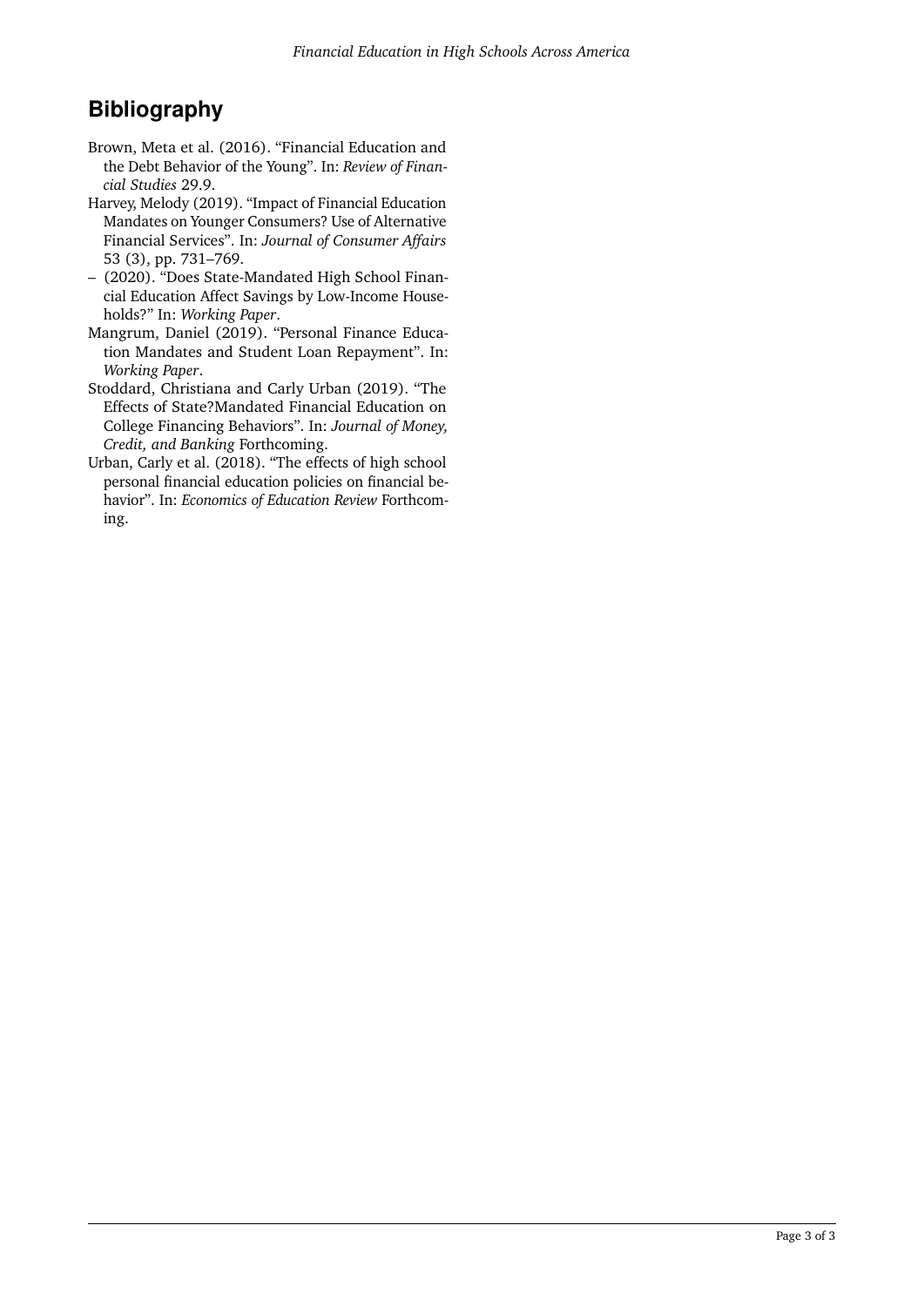## Bibliography

Brown, Meta et al. (2016). "Financial Education and the Debt Behavior of the Young". In: *Review of Financial Studies* 29.9.

Harvey, Melody (2019). "Impact of Financial Education Mandates on Younger Consumers? Use of Alternative Financial Services". In: *Journal of Consumer Affairs* 53 (3), pp. 731–769.

– (2020). "Does State-Mandated High School Financial Education Affect Savings by Low-Income Households?" In: *Working Paper*.

Mangrum, Daniel (2019). "Personal Finance Education Mandates and Student Loan Repayment". In: *Working Paper*.

Stoddard, Christiana and Carly Urban (2019). "The Effects of State?Mandated Financial Education on College Financing Behaviors". In: *Journal of Money, Credit, and Banking* Forthcoming.

Urban, Carly et al. (2018). "The effects of high school personal financial education policies on financial behavior". In: *Economics of Education Review* Forthcoming.